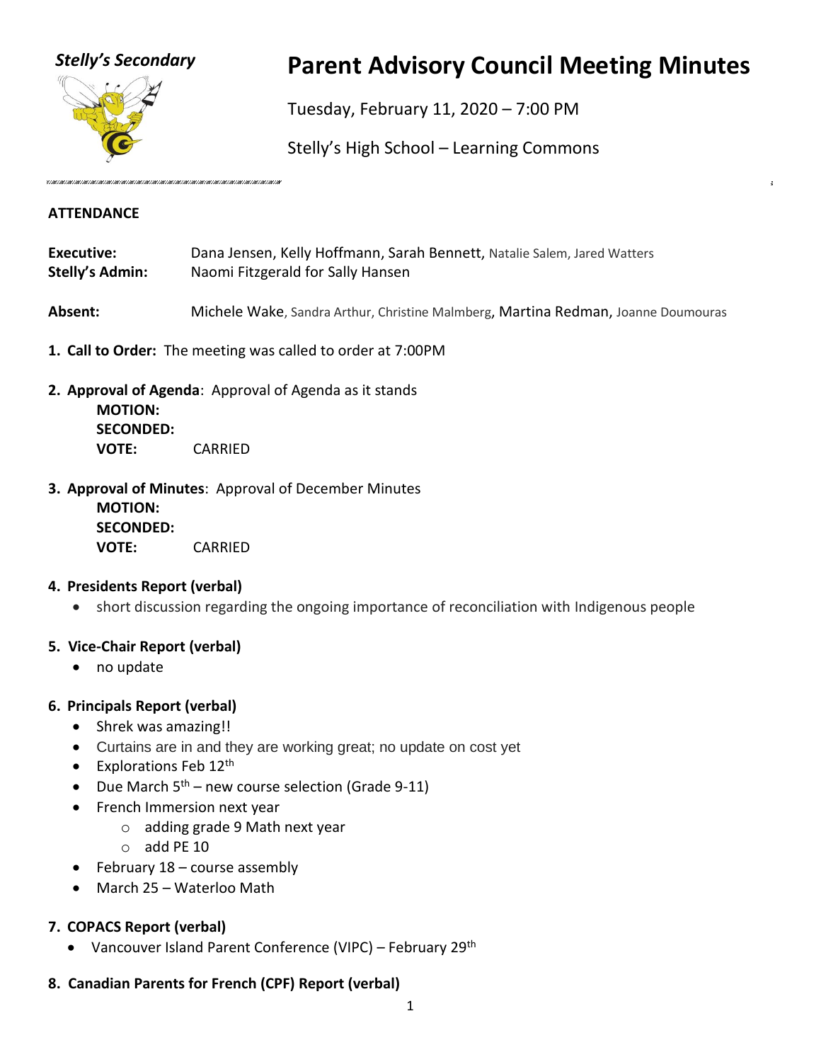*Stelly's Secondary*

# Parent Advisory Council Meeting Minutes

Tuesday, February 11, 2020 – 7:00 PM

Stelly's High School – Learning Commons

**ATTENDANCE**

**Executive:** Dana Jensen, Kelly Hoffmann, Sarah Bennett, Natalie Salem, Jared Watters
**Stelly's Admin:** Naomi Fitzgerald for Sally Hansen

**Absent:** Michele Wake, Sandra Arthur, Christine Malmberg, Martina Redman, Joanne Doumouras

1. **Call to Order:** The meeting was called to order at 7:00PM

2. **Approval of Agenda**: Approval of Agenda as it stands
   **MOTION:**
   **SECONDED:**
   **VOTE:** CARRIED

3. **Approval of Minutes**: Approval of December Minutes
   **MOTION:**
   **SECONDED:**
   **VOTE:** CARRIED

4. **Presidents Report (verbal)**
   - short discussion regarding the ongoing importance of reconciliation with Indigenous people

5. **Vice-Chair Report (verbal)**
   - no update

6. **Principals Report (verbal)**
   - Shrek was amazing!!
   - Curtains are in and they are working great; no update on cost yet
   - Explorations Feb 12th
   - Due March 5th – new course selection (Grade 9-11)
   - French Immersion next year
     - adding grade 9 Math next year
     - add PE 10
   - February 18 – course assembly
   - March 25 – Waterloo Math

7. **COPACS Report (verbal)**
   - Vancouver Island Parent Conference (VIPC) – February 29th

8. **Canadian Parents for French (CPF) Report (verbal)**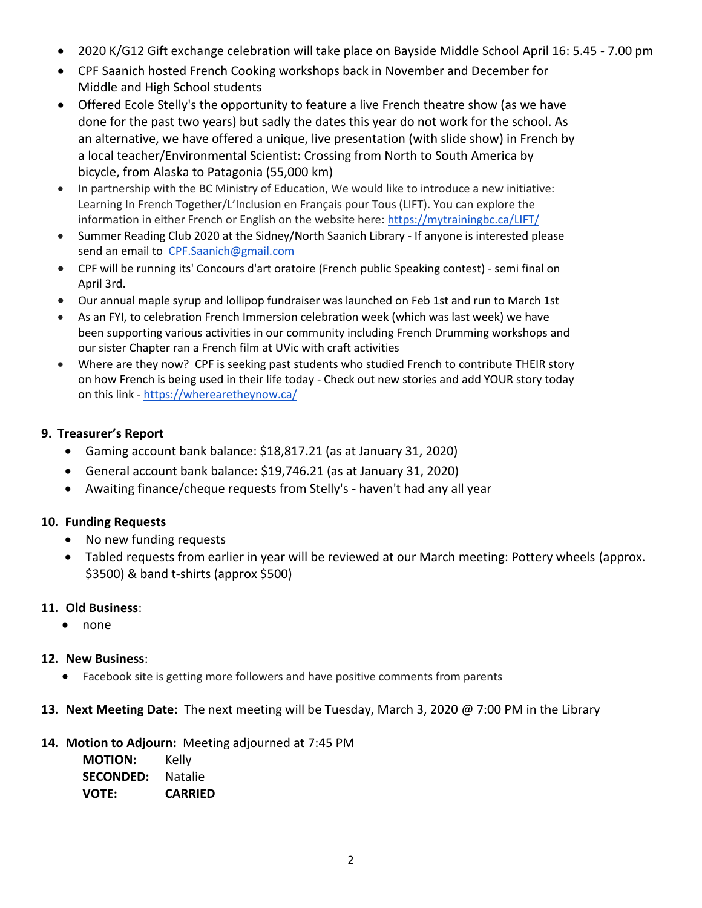- 2020 K/G12 Gift exchange celebration will take place on Bayside Middle School April 16: 5.45 - 7.00 pm
- CPF Saanich hosted French Cooking workshops back in November and December for Middle and High School students
- Offered Ecole Stelly's the opportunity to feature a live French theatre show (as we have done for the past two years) but sadly the dates this year do not work for the school. As an alternative, we have offered a unique, live presentation (with slide show) in French by a local teacher/Environmental Scientist: Crossing from North to South America by bicycle, from Alaska to Patagonia (55,000 km)
- In partnership with the BC Ministry of Education, We would like to introduce a new initiative: Learning In French Together/L'Inclusion en Français pour Tous (LIFT). You can explore the information in either French or English on the website here: https://mytrainingbc.ca/LIFT/
- Summer Reading Club 2020 at the Sidney/North Saanich Library - If anyone is interested please send an email to CPF.Saanich@gmail.com
- CPF will be running its' Concours d'art oratoire (French public Speaking contest) - semi final on April 3rd.
- Our annual maple syrup and lollipop fundraiser was launched on Feb 1st and run to March 1st
- As an FYI, to celebration French Immersion celebration week (which was last week) we have been supporting various activities in our community including French Drumming workshops and our sister Chapter ran a French film at UVic with craft activities
- Where are they now? CPF is seeking past students who studied French to contribute THEIR story on how French is being used in their life today - Check out new stories and add YOUR story today on this link - https://wherearetheynow.ca/

**9. Treasurer's Report**

- Gaming account bank balance: $18,817.21 (as at January 31, 2020)
- General account bank balance: $19,746.21 (as at January 31, 2020)
- Awaiting finance/cheque requests from Stelly's - haven't had any all year

**10. Funding Requests**

- No new funding requests
- Tabled requests from earlier in year will be reviewed at our March meeting: Pottery wheels (approx. $3500) & band t-shirts (approx $500)

**11. Old Business**:

- none

**12. New Business**:

- Facebook site is getting more followers and have positive comments from parents

**13. Next Meeting Date:** The next meeting will be Tuesday, March 3, 2020 @ 7:00 PM in the Library

**14. Motion to Adjourn:** Meeting adjourned at 7:45 PM

**MOTION:** Kelly
**SECONDED:** Natalie
**VOTE:** **CARRIED**